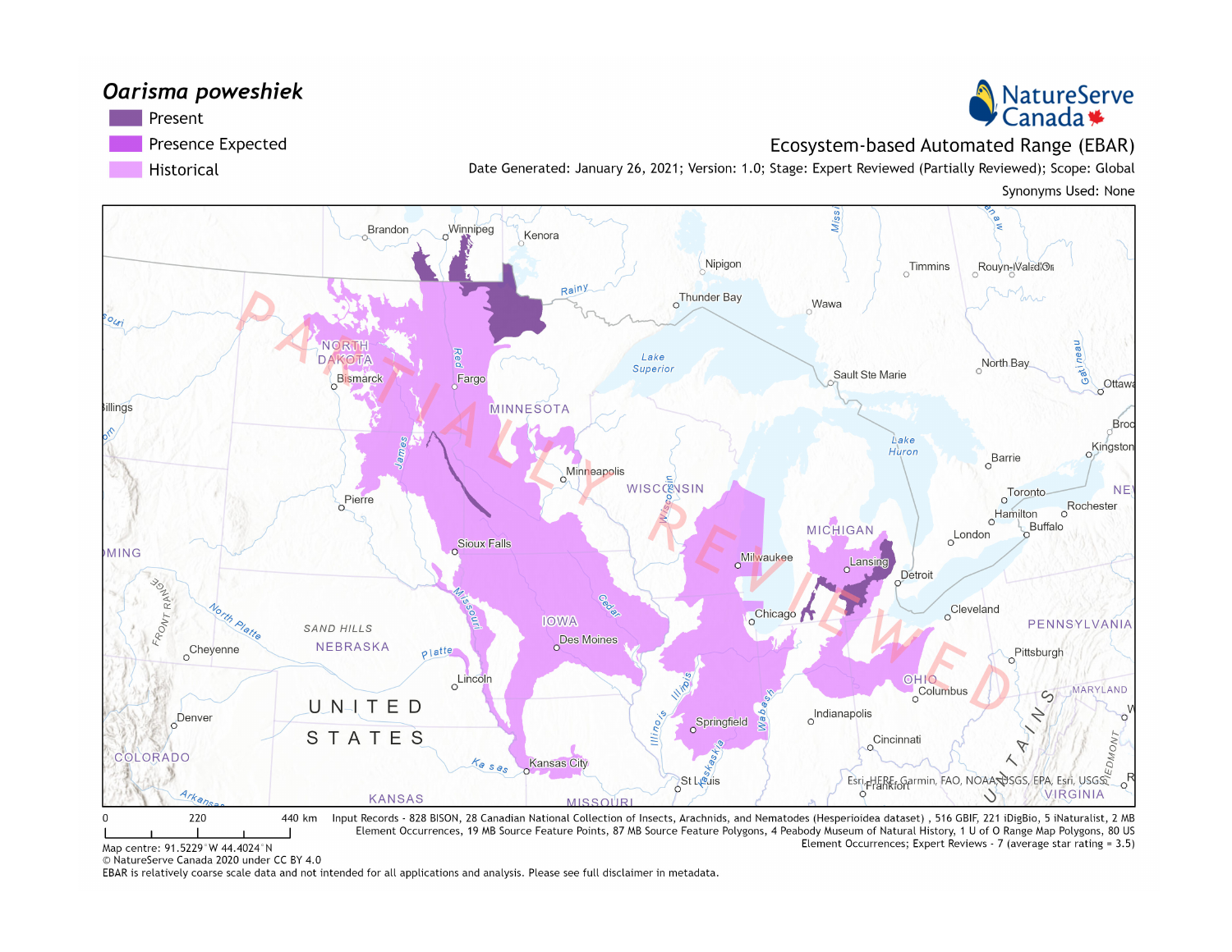# *Oarisma poweshiek*

- Present
- Presence Expected
- Historical

NatureServe Canada

## Ecosystem-based Automated Range (EBAR)

Date Generated: January 26, 2021; Version: 1.0; Stage: Expert Reviewed (Partially Reviewed); Scope: Global

Synonyms Used: None

PARTIALLY REVIEWED

0 220 440 km

Map centre: 91.5229°W 44.4024°N

© NatureServe Canada 2020 under CC BY 4.0

EBAR is relatively coarse scale data and not intended for all applications and analysis. Please see full disclaimer in metadata.

Input Records - 828 BISON, 28 Canadian National Collection of Insects, Arachnids, and Nematodes (Hesperioidea dataset) , 516 GBIF, 221 iDigBio, 5 iNaturalist, 2 MB Element Occurrences, 19 MB Source Feature Points, 87 MB Source Feature Polygons, 4 Peabody Museum of Natural History, 1 U of O Range Map Polygons, 80 US Element Occurrences; Expert Reviews - 7 (average star rating = 3.5)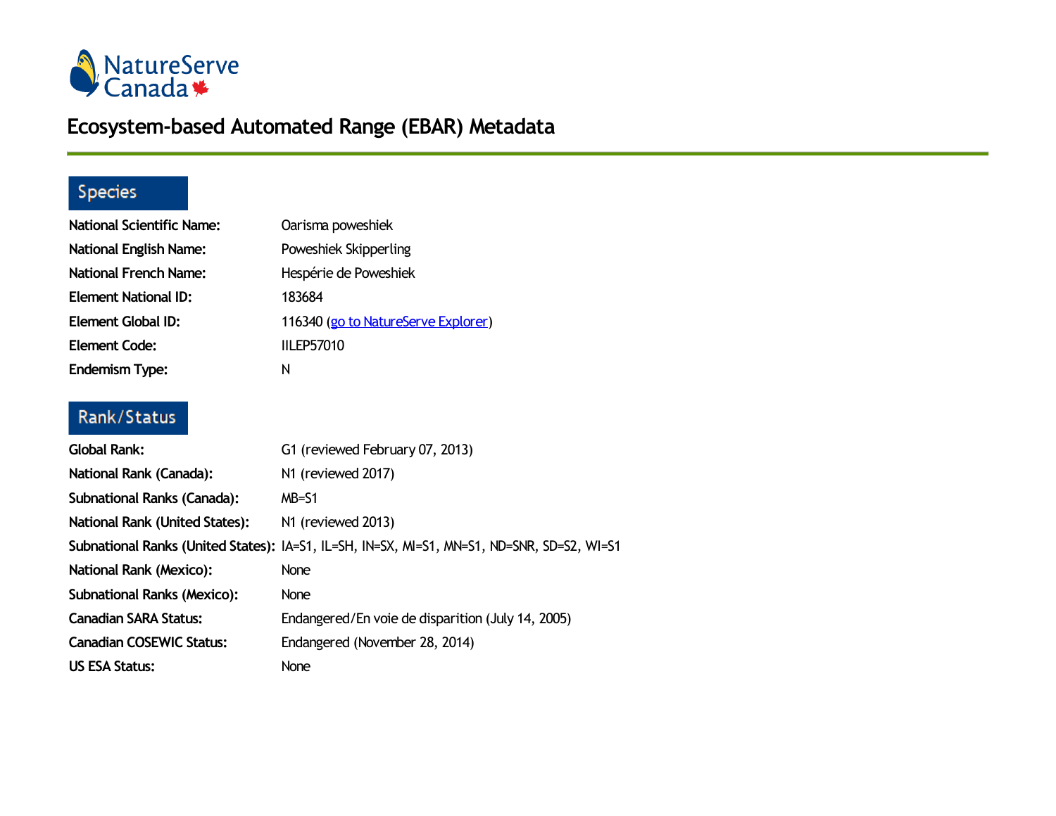NatureServe Canada

# Ecosystem-based Automated Range (EBAR) Metadata

## Species

| | |
|---|---|
| **National Scientific Name:** | Oarisma poweshiek |
| **National English Name:** | Poweshiek Skipperling |
| **National French Name:** | Hespérie de Poweshiek |
| **Element National ID:** | 183684 |
| **Element Global ID:** | 116340 (go to NatureServe Explorer) |
| **Element Code:** | IILEP57010 |
| **Endemism Type:** | N |

## Rank/Status

| | |
|---|---|
| **Global Rank:** | G1 (reviewed February 07, 2013) |
| **National Rank (Canada):** | N1 (reviewed 2017) |
| **Subnational Ranks (Canada):** | MB=S1 |
| **National Rank (United States):** | N1 (reviewed 2013) |
| **Subnational Ranks (United States):** | IA=S1, IL=SH, IN=SX, MI=S1, MN=S1, ND=SNR, SD=S2, WI=S1 |
| **National Rank (Mexico):** | None |
| **Subnational Ranks (Mexico):** | None |
| **Canadian SARA Status:** | Endangered/En voie de disparition (July 14, 2005) |
| **Canadian COSEWIC Status:** | Endangered (November 28, 2014) |
| **US ESA Status:** | None |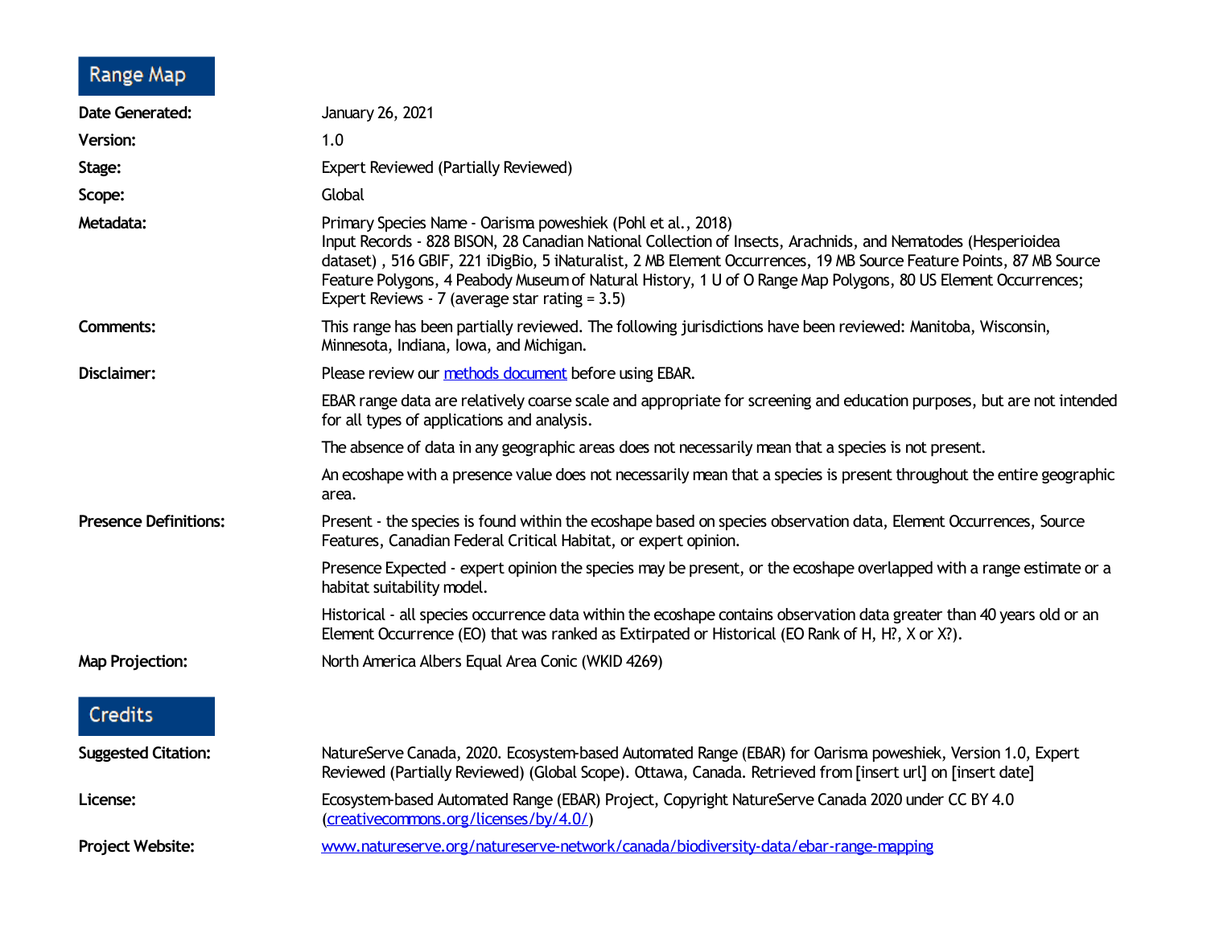## Range Map

| | |
|---|---|
| **Date Generated:** | January 26, 2021 |
| **Version:** | 1.0 |
| **Stage:** | Expert Reviewed (Partially Reviewed) |
| **Scope:** | Global |
| **Metadata:** | Primary Species Name - Oarisma poweshiek (Pohl et al., 2018)<br>Input Records - 828 BISON, 28 Canadian National Collection of Insects, Arachnids, and Nematodes (Hesperioidea dataset) , 516 GBIF, 221 iDigBio, 5 iNaturalist, 2 MB Element Occurrences, 19 MB Source Feature Points, 87 MB Source Feature Polygons, 4 Peabody Museum of Natural History, 1 U of O Range Map Polygons, 80 US Element Occurrences;<br>Expert Reviews - 7 (average star rating = 3.5) |
| **Comments:** | This range has been partially reviewed. The following jurisdictions have been reviewed: Manitoba, Wisconsin, Minnesota, Indiana, Iowa, and Michigan. |
| **Disclaimer:** | Please review our [methods document](#) before using EBAR.<br>EBAR range data are relatively coarse scale and appropriate for screening and education purposes, but are not intended for all types of applications and analysis.<br>The absence of data in any geographic areas does not necessarily mean that a species is not present.<br>An ecoshape with a presence value does not necessarily mean that a species is present throughout the entire geographic area. |
| **Presence Definitions:** | Present - the species is found within the ecoshape based on species observation data, Element Occurrences, Source Features, Canadian Federal Critical Habitat, or expert opinion.<br>Presence Expected - expert opinion the species may be present, or the ecoshape overlapped with a range estimate or a habitat suitability model.<br>Historical - all species occurrence data within the ecoshape contains observation data greater than 40 years old or an Element Occurrence (EO) that was ranked as Extirpated or Historical (EO Rank of H, H?, X or X?). |
| **Map Projection:** | North America Albers Equal Area Conic (WKID 4269) |

## Credits

| | |
|---|---|
| **Suggested Citation:** | NatureServe Canada, 2020. Ecosystem-based Automated Range (EBAR) for Oarisma poweshiek, Version 1.0, Expert Reviewed (Partially Reviewed) (Global Scope). Ottawa, Canada. Retrieved from [insert url] on [insert date] |
| **License:** | Ecosystem-based Automated Range (EBAR) Project, Copyright NatureServe Canada 2020 under CC BY 4.0 (creativecommons.org/licenses/by/4.0/) |
| **Project Website:** | www.natureserve.org/natureserve-network/canada/biodiversity-data/ebar-range-mapping |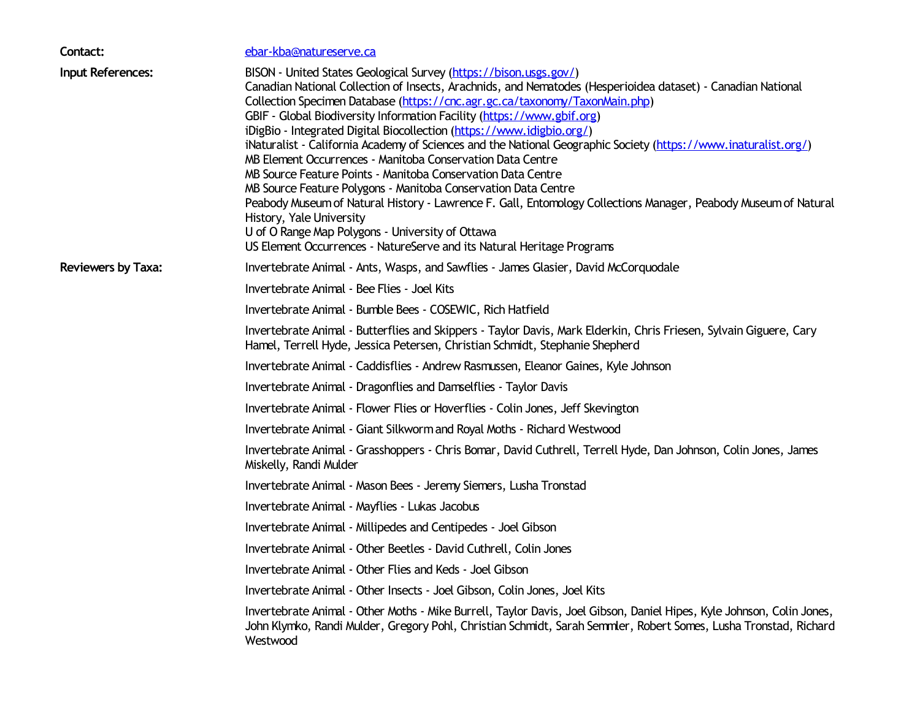**Contact:** ebar-kba@natureserve.ca

**Input References:**

BISON - United States Geological Survey (https://bison.usgs.gov/)
Canadian National Collection of Insects, Arachnids, and Nematodes (Hesperioidea dataset) - Canadian National Collection Specimen Database (https://cnc.agr.gc.ca/taxonomy/TaxonMain.php)
GBIF - Global Biodiversity Information Facility (https://www.gbif.org)
iDigBio - Integrated Digital Biocollection (https://www.idigbio.org/)
iNaturalist - California Academy of Sciences and the National Geographic Society (https://www.inaturalist.org/)
MB Element Occurrences - Manitoba Conservation Data Centre
MB Source Feature Points - Manitoba Conservation Data Centre
MB Source Feature Polygons - Manitoba Conservation Data Centre
Peabody Museum of Natural History - Lawrence F. Gall, Entomology Collections Manager, Peabody Museum of Natural History, Yale University
U of O Range Map Polygons - University of Ottawa
US Element Occurrences - NatureServe and its Natural Heritage Programs

**Reviewers by Taxa:**

Invertebrate Animal - Ants, Wasps, and Sawflies - James Glasier, David McCorquodale

Invertebrate Animal - Bee Flies - Joel Kits

Invertebrate Animal - Bumble Bees - COSEWIC, Rich Hatfield

Invertebrate Animal - Butterflies and Skippers - Taylor Davis, Mark Elderkin, Chris Friesen, Sylvain Giguere, Cary Hamel, Terrell Hyde, Jessica Petersen, Christian Schmidt, Stephanie Shepherd

Invertebrate Animal - Caddisflies - Andrew Rasmussen, Eleanor Gaines, Kyle Johnson

Invertebrate Animal - Dragonflies and Damselflies - Taylor Davis

Invertebrate Animal - Flower Flies or Hoverflies - Colin Jones, Jeff Skevington

Invertebrate Animal - Giant Silkworm and Royal Moths - Richard Westwood

Invertebrate Animal - Grasshoppers - Chris Bomar, David Cuthrell, Terrell Hyde, Dan Johnson, Colin Jones, James Miskelly, Randi Mulder

Invertebrate Animal - Mason Bees - Jeremy Siemers, Lusha Tronstad

Invertebrate Animal - Mayflies - Lukas Jacobus

Invertebrate Animal - Millipedes and Centipedes - Joel Gibson

Invertebrate Animal - Other Beetles - David Cuthrell, Colin Jones

Invertebrate Animal - Other Flies and Keds - Joel Gibson

Invertebrate Animal - Other Insects - Joel Gibson, Colin Jones, Joel Kits

Invertebrate Animal - Other Moths - Mike Burrell, Taylor Davis, Joel Gibson, Daniel Hipes, Kyle Johnson, Colin Jones, John Klymko, Randi Mulder, Gregory Pohl, Christian Schmidt, Sarah Semmler, Robert Somes, Lusha Tronstad, Richard Westwood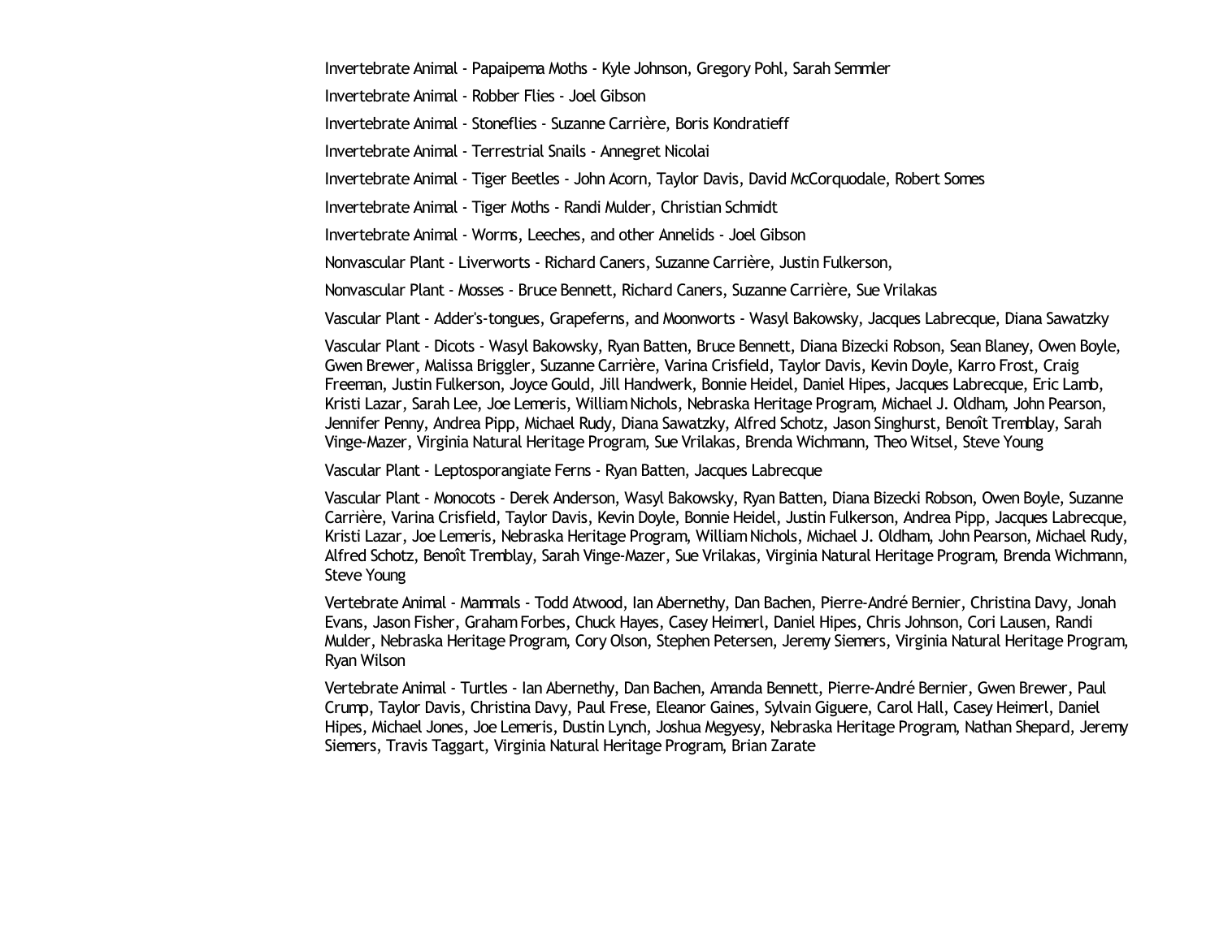Invertebrate Animal - Papaipema Moths - Kyle Johnson, Gregory Pohl, Sarah Semmler

Invertebrate Animal - Robber Flies - Joel Gibson

Invertebrate Animal - Stoneflies - Suzanne Carrière, Boris Kondratieff

Invertebrate Animal - Terrestrial Snails - Annegret Nicolai

Invertebrate Animal - Tiger Beetles - John Acorn, Taylor Davis, David McCorquodale, Robert Somes

Invertebrate Animal - Tiger Moths - Randi Mulder, Christian Schmidt

Invertebrate Animal - Worms, Leeches, and other Annelids - Joel Gibson

Nonvascular Plant - Liverworts - Richard Caners, Suzanne Carrière, Justin Fulkerson,

Nonvascular Plant - Mosses - Bruce Bennett, Richard Caners, Suzanne Carrière, Sue Vrilakas

Vascular Plant - Adder's-tongues, Grapeferns, and Moonworts - Wasyl Bakowsky, Jacques Labrecque, Diana Sawatzky

Vascular Plant - Dicots - Wasyl Bakowsky, Ryan Batten, Bruce Bennett, Diana Bizecki Robson, Sean Blaney, Owen Boyle, Gwen Brewer, Malissa Briggler, Suzanne Carrière, Varina Crisfield, Taylor Davis, Kevin Doyle, Karro Frost, Craig Freeman, Justin Fulkerson, Joyce Gould, Jill Handwerk, Bonnie Heidel, Daniel Hipes, Jacques Labrecque, Eric Lamb, Kristi Lazar, Sarah Lee, Joe Lemeris, William Nichols, Nebraska Heritage Program, Michael J. Oldham, John Pearson, Jennifer Penny, Andrea Pipp, Michael Rudy, Diana Sawatzky, Alfred Schotz, Jason Singhurst, Benoît Tremblay, Sarah Vinge-Mazer, Virginia Natural Heritage Program, Sue Vrilakas, Brenda Wichmann, Theo Witsel, Steve Young

Vascular Plant - Leptosporangiate Ferns - Ryan Batten, Jacques Labrecque

Vascular Plant - Monocots - Derek Anderson, Wasyl Bakowsky, Ryan Batten, Diana Bizecki Robson, Owen Boyle, Suzanne Carrière, Varina Crisfield, Taylor Davis, Kevin Doyle, Bonnie Heidel, Justin Fulkerson, Andrea Pipp, Jacques Labrecque, Kristi Lazar, Joe Lemeris, Nebraska Heritage Program, William Nichols, Michael J. Oldham, John Pearson, Michael Rudy, Alfred Schotz, Benoît Tremblay, Sarah Vinge-Mazer, Sue Vrilakas, Virginia Natural Heritage Program, Brenda Wichmann, Steve Young

Vertebrate Animal - Mammals - Todd Atwood, Ian Abernethy, Dan Bachen, Pierre-André Bernier, Christina Davy, Jonah Evans, Jason Fisher, Graham Forbes, Chuck Hayes, Casey Heimerl, Daniel Hipes, Chris Johnson, Cori Lausen, Randi Mulder, Nebraska Heritage Program, Cory Olson, Stephen Petersen, Jeremy Siemers, Virginia Natural Heritage Program, Ryan Wilson

Vertebrate Animal - Turtles - Ian Abernethy, Dan Bachen, Amanda Bennett, Pierre-André Bernier, Gwen Brewer, Paul Crump, Taylor Davis, Christina Davy, Paul Frese, Eleanor Gaines, Sylvain Giguere, Carol Hall, Casey Heimerl, Daniel Hipes, Michael Jones, Joe Lemeris, Dustin Lynch, Joshua Megyesy, Nebraska Heritage Program, Nathan Shepard, Jeremy Siemers, Travis Taggart, Virginia Natural Heritage Program, Brian Zarate